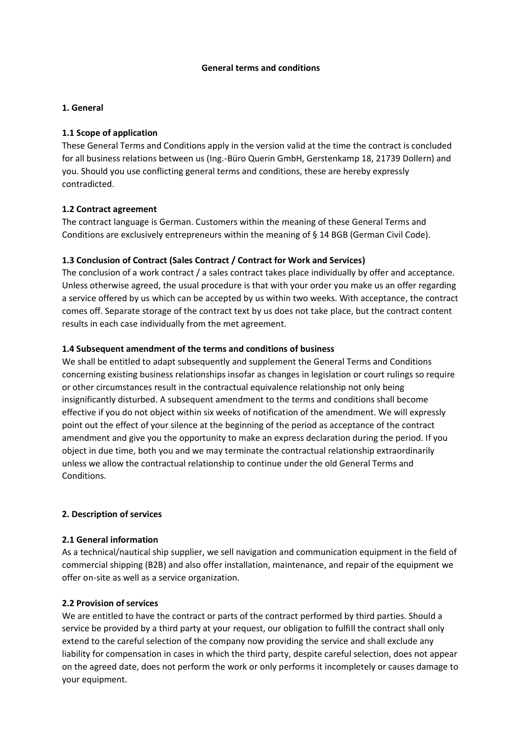# General terms and conditions

## 1. General

### 1.1 Scope of application

These General Terms and Conditions apply in the version valid at the time the contract is concluded for all business relations between us (Ing.-Büro Querin GmbH, Gerstenkamp 18, 21739 Dollern) and you. Should you use conflicting general terms and conditions, these are hereby expressly contradicted.

### 1.2 Contract agreement

The contract language is German. Customers within the meaning of these General Terms and Conditions are exclusively entrepreneurs within the meaning of § 14 BGB (German Civil Code).

### 1.3 Conclusion of Contract (Sales Contract / Contract for Work and Services)

The conclusion of a work contract / a sales contract takes place individually by offer and acceptance. Unless otherwise agreed, the usual procedure is that with your order you make us an offer regarding a service offered by us which can be accepted by us within two weeks. With acceptance, the contract comes off. Separate storage of the contract text by us does not take place, but the contract content results in each case individually from the met agreement.

### 1.4 Subsequent amendment of the terms and conditions of business

We shall be entitled to adapt subsequently and supplement the General Terms and Conditions concerning existing business relationships insofar as changes in legislation or court rulings so require or other circumstances result in the contractual equivalence relationship not only being insignificantly disturbed. A subsequent amendment to the terms and conditions shall become effective if you do not object within six weeks of notification of the amendment. We will expressly point out the effect of your silence at the beginning of the period as acceptance of the contract amendment and give you the opportunity to make an express declaration during the period. If you object in due time, both you and we may terminate the contractual relationship extraordinarily unless we allow the contractual relationship to continue under the old General Terms and Conditions.

## 2. Description of services

### 2.1 General information

As a technical/nautical ship supplier, we sell navigation and communication equipment in the field of commercial shipping (B2B) and also offer installation, maintenance, and repair of the equipment we offer on-site as well as a service organization.

### 2.2 Provision of services

We are entitled to have the contract or parts of the contract performed by third parties. Should a service be provided by a third party at your request, our obligation to fulfill the contract shall only extend to the careful selection of the company now providing the service and shall exclude any liability for compensation in cases in which the third party, despite careful selection, does not appear on the agreed date, does not perform the work or only performs it incompletely or causes damage to your equipment.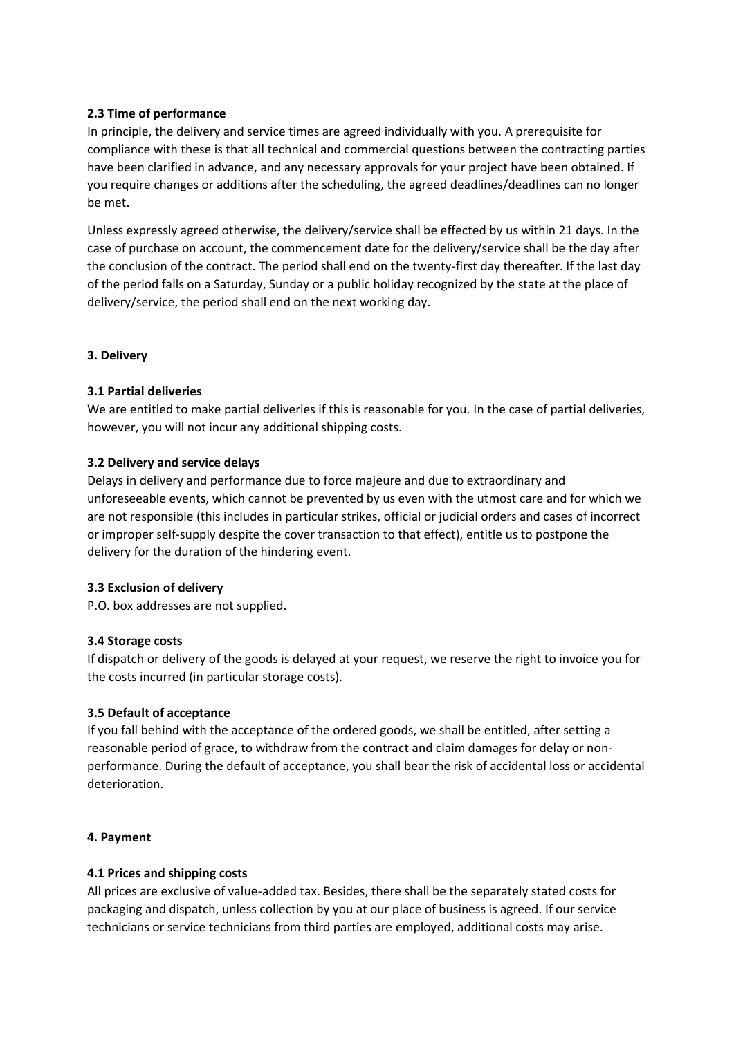### 2.3 Time of performance

In principle, the delivery and service times are agreed individually with you. A prerequisite for compliance with these is that all technical and commercial questions between the contracting parties have been clarified in advance, and any necessary approvals for your project have been obtained. If you require changes or additions after the scheduling, the agreed deadlines/deadlines can no longer be met.

Unless expressly agreed otherwise, the delivery/service shall be effected by us within 21 days. In the case of purchase on account, the commencement date for the delivery/service shall be the day after the conclusion of the contract. The period shall end on the twenty-first day thereafter. If the last day of the period falls on a Saturday, Sunday or a public holiday recognized by the state at the place of delivery/service, the period shall end on the next working day.

## 3. Delivery

### 3.1 Partial deliveries

We are entitled to make partial deliveries if this is reasonable for you. In the case of partial deliveries, however, you will not incur any additional shipping costs.

### 3.2 Delivery and service delays

Delays in delivery and performance due to force majeure and due to extraordinary and unforeseeable events, which cannot be prevented by us even with the utmost care and for which we are not responsible (this includes in particular strikes, official or judicial orders and cases of incorrect or improper self-supply despite the cover transaction to that effect), entitle us to postpone the delivery for the duration of the hindering event.

### 3.3 Exclusion of delivery

P.O. box addresses are not supplied.

### 3.4 Storage costs

If dispatch or delivery of the goods is delayed at your request, we reserve the right to invoice you for the costs incurred (in particular storage costs).

### 3.5 Default of acceptance

If you fall behind with the acceptance of the ordered goods, we shall be entitled, after setting a reasonable period of grace, to withdraw from the contract and claim damages for delay or non-performance. During the default of acceptance, you shall bear the risk of accidental loss or accidental deterioration.

## 4. Payment

### 4.1 Prices and shipping costs

All prices are exclusive of value-added tax. Besides, there shall be the separately stated costs for packaging and dispatch, unless collection by you at our place of business is agreed. If our service technicians or service technicians from third parties are employed, additional costs may arise.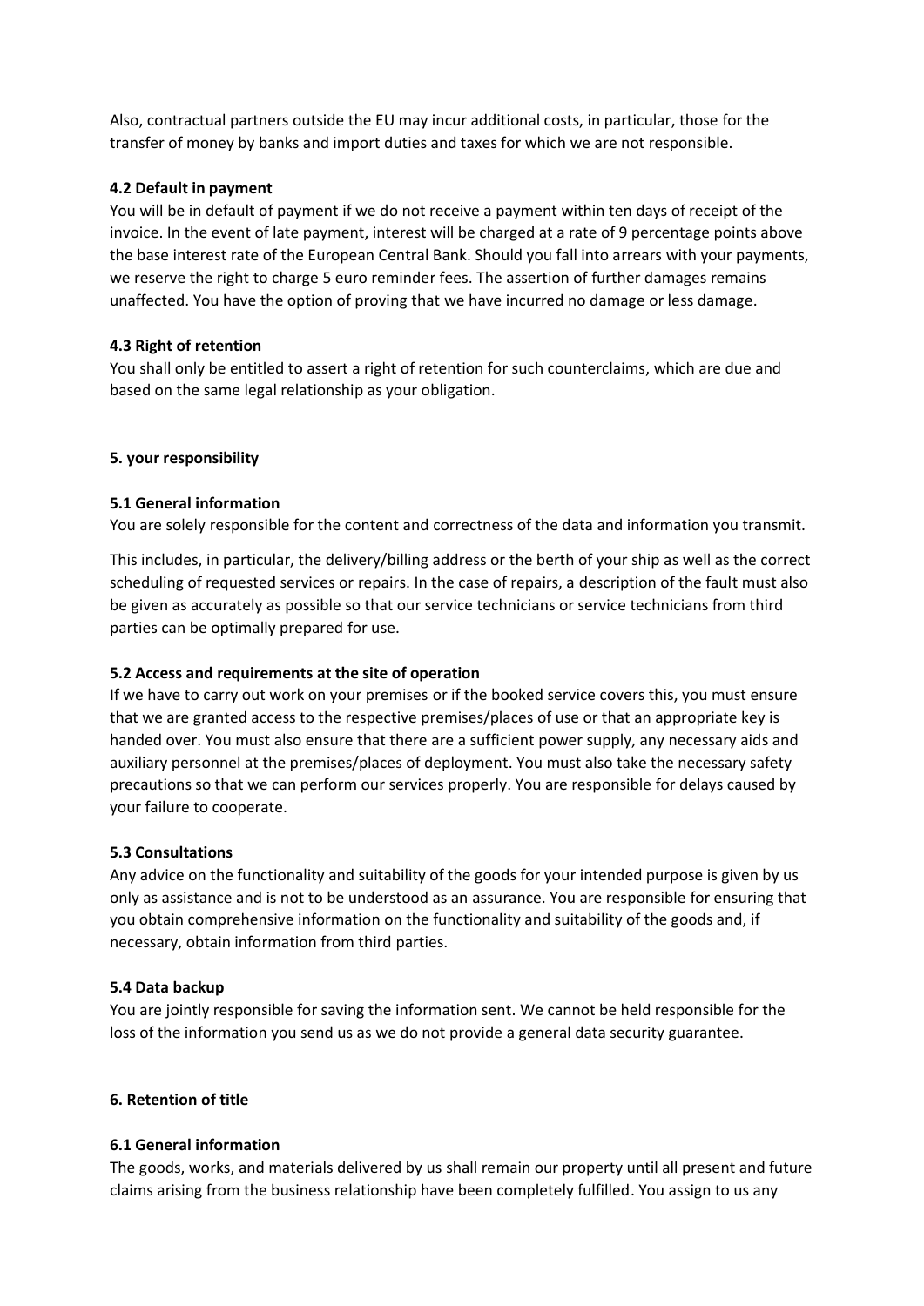Also, contractual partners outside the EU may incur additional costs, in particular, those for the transfer of money by banks and import duties and taxes for which we are not responsible.

### 4.2 Default in payment

You will be in default of payment if we do not receive a payment within ten days of receipt of the invoice. In the event of late payment, interest will be charged at a rate of 9 percentage points above the base interest rate of the European Central Bank. Should you fall into arrears with your payments, we reserve the right to charge 5 euro reminder fees. The assertion of further damages remains unaffected. You have the option of proving that we have incurred no damage or less damage.

### 4.3 Right of retention

You shall only be entitled to assert a right of retention for such counterclaims, which are due and based on the same legal relationship as your obligation.

## 5. your responsibility

### 5.1 General information

You are solely responsible for the content and correctness of the data and information you transmit.

This includes, in particular, the delivery/billing address or the berth of your ship as well as the correct scheduling of requested services or repairs. In the case of repairs, a description of the fault must also be given as accurately as possible so that our service technicians or service technicians from third parties can be optimally prepared for use.

### 5.2 Access and requirements at the site of operation

If we have to carry out work on your premises or if the booked service covers this, you must ensure that we are granted access to the respective premises/places of use or that an appropriate key is handed over. You must also ensure that there are a sufficient power supply, any necessary aids and auxiliary personnel at the premises/places of deployment. You must also take the necessary safety precautions so that we can perform our services properly. You are responsible for delays caused by your failure to cooperate.

### 5.3 Consultations

Any advice on the functionality and suitability of the goods for your intended purpose is given by us only as assistance and is not to be understood as an assurance. You are responsible for ensuring that you obtain comprehensive information on the functionality and suitability of the goods and, if necessary, obtain information from third parties.

### 5.4 Data backup

You are jointly responsible for saving the information sent. We cannot be held responsible for the loss of the information you send us as we do not provide a general data security guarantee.

## 6. Retention of title

### 6.1 General information

The goods, works, and materials delivered by us shall remain our property until all present and future claims arising from the business relationship have been completely fulfilled. You assign to us any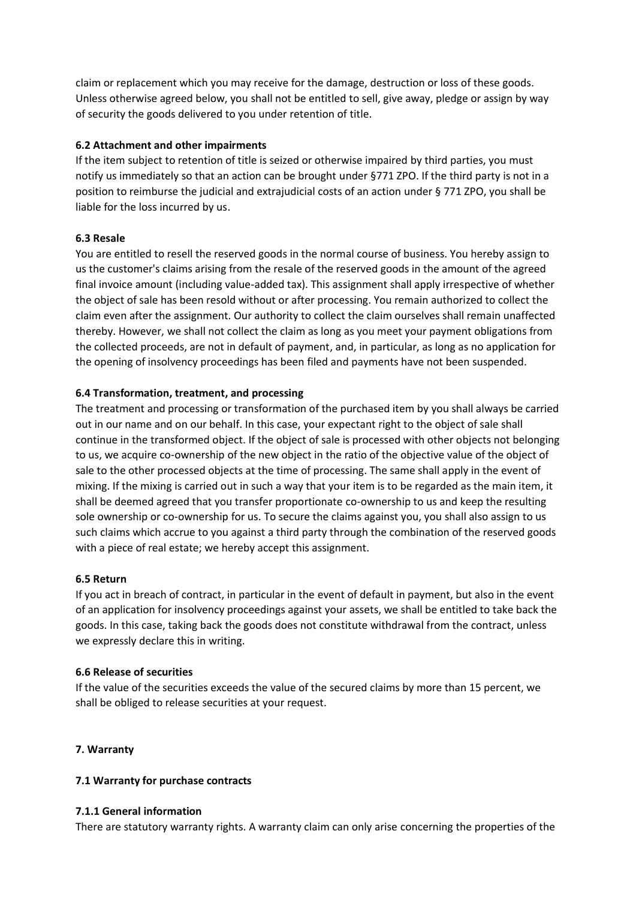claim or replacement which you may receive for the damage, destruction or loss of these goods. Unless otherwise agreed below, you shall not be entitled to sell, give away, pledge or assign by way of security the goods delivered to you under retention of title.

### 6.2 Attachment and other impairments

If the item subject to retention of title is seized or otherwise impaired by third parties, you must notify us immediately so that an action can be brought under §771 ZPO. If the third party is not in a position to reimburse the judicial and extrajudicial costs of an action under § 771 ZPO, you shall be liable for the loss incurred by us.

### 6.3 Resale

You are entitled to resell the reserved goods in the normal course of business. You hereby assign to us the customer's claims arising from the resale of the reserved goods in the amount of the agreed final invoice amount (including value-added tax). This assignment shall apply irrespective of whether the object of sale has been resold without or after processing. You remain authorized to collect the claim even after the assignment. Our authority to collect the claim ourselves shall remain unaffected thereby. However, we shall not collect the claim as long as you meet your payment obligations from the collected proceeds, are not in default of payment, and, in particular, as long as no application for the opening of insolvency proceedings has been filed and payments have not been suspended.

### 6.4 Transformation, treatment, and processing

The treatment and processing or transformation of the purchased item by you shall always be carried out in our name and on our behalf. In this case, your expectant right to the object of sale shall continue in the transformed object. If the object of sale is processed with other objects not belonging to us, we acquire co-ownership of the new object in the ratio of the objective value of the object of sale to the other processed objects at the time of processing. The same shall apply in the event of mixing. If the mixing is carried out in such a way that your item is to be regarded as the main item, it shall be deemed agreed that you transfer proportionate co-ownership to us and keep the resulting sole ownership or co-ownership for us. To secure the claims against you, you shall also assign to us such claims which accrue to you against a third party through the combination of the reserved goods with a piece of real estate; we hereby accept this assignment.

### 6.5 Return

If you act in breach of contract, in particular in the event of default in payment, but also in the event of an application for insolvency proceedings against your assets, we shall be entitled to take back the goods. In this case, taking back the goods does not constitute withdrawal from the contract, unless we expressly declare this in writing.

### 6.6 Release of securities

If the value of the securities exceeds the value of the secured claims by more than 15 percent, we shall be obliged to release securities at your request.

## 7. Warranty

### 7.1 Warranty for purchase contracts

#### 7.1.1 General information

There are statutory warranty rights. A warranty claim can only arise concerning the properties of the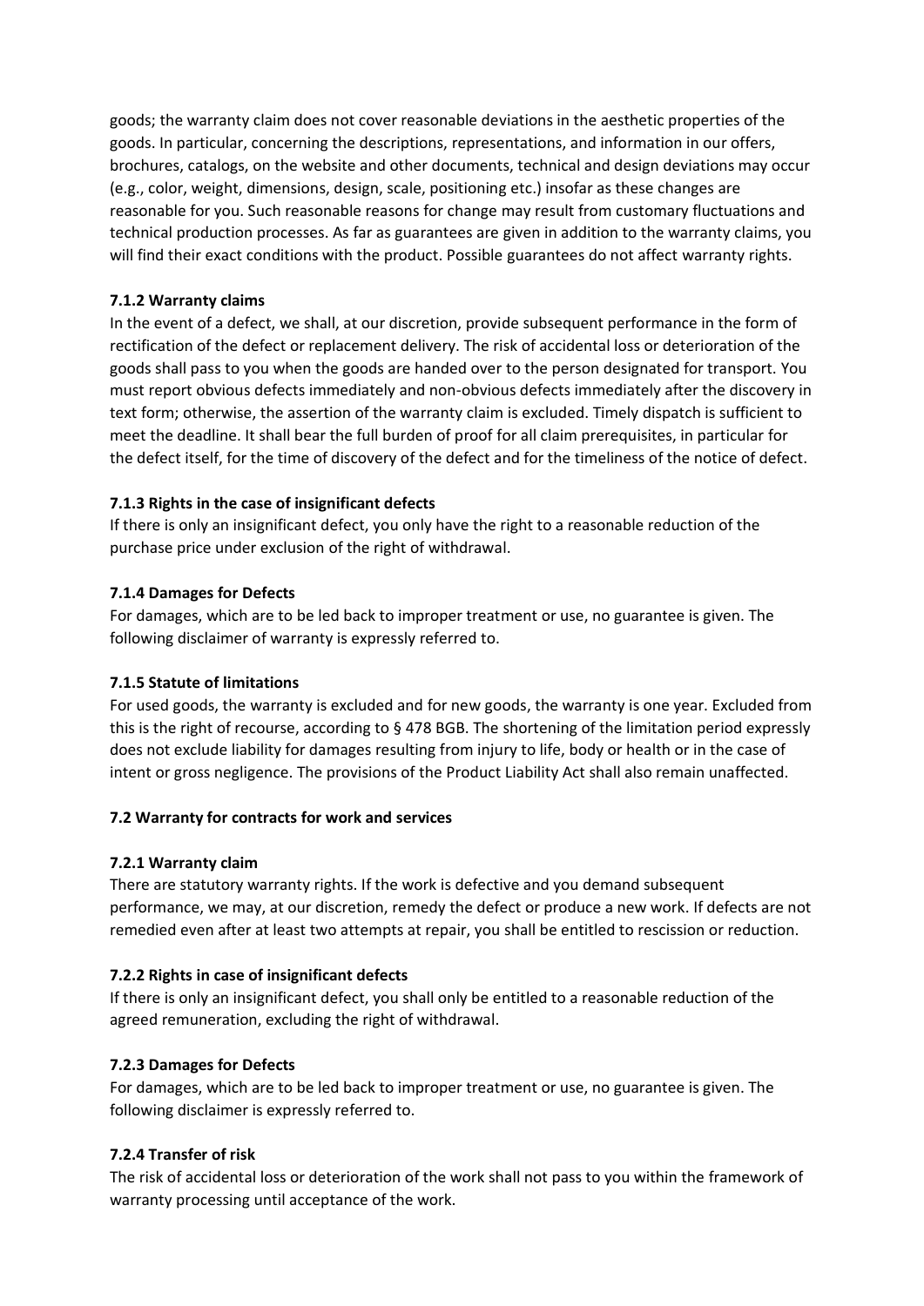goods; the warranty claim does not cover reasonable deviations in the aesthetic properties of the goods. In particular, concerning the descriptions, representations, and information in our offers, brochures, catalogs, on the website and other documents, technical and design deviations may occur (e.g., color, weight, dimensions, design, scale, positioning etc.) insofar as these changes are reasonable for you. Such reasonable reasons for change may result from customary fluctuations and technical production processes. As far as guarantees are given in addition to the warranty claims, you will find their exact conditions with the product. Possible guarantees do not affect warranty rights.

**7.1.2 Warranty claims**

In the event of a defect, we shall, at our discretion, provide subsequent performance in the form of rectification of the defect or replacement delivery. The risk of accidental loss or deterioration of the goods shall pass to you when the goods are handed over to the person designated for transport. You must report obvious defects immediately and non-obvious defects immediately after the discovery in text form; otherwise, the assertion of the warranty claim is excluded. Timely dispatch is sufficient to meet the deadline. It shall bear the full burden of proof for all claim prerequisites, in particular for the defect itself, for the time of discovery of the defect and for the timeliness of the notice of defect.

**7.1.3 Rights in the case of insignificant defects**

If there is only an insignificant defect, you only have the right to a reasonable reduction of the purchase price under exclusion of the right of withdrawal.

**7.1.4 Damages for Defects**

For damages, which are to be led back to improper treatment or use, no guarantee is given. The following disclaimer of warranty is expressly referred to.

**7.1.5 Statute of limitations**

For used goods, the warranty is excluded and for new goods, the warranty is one year. Excluded from this is the right of recourse, according to § 478 BGB. The shortening of the limitation period expressly does not exclude liability for damages resulting from injury to life, body or health or in the case of intent or gross negligence. The provisions of the Product Liability Act shall also remain unaffected.

**7.2 Warranty for contracts for work and services**

**7.2.1 Warranty claim**

There are statutory warranty rights. If the work is defective and you demand subsequent performance, we may, at our discretion, remedy the defect or produce a new work. If defects are not remedied even after at least two attempts at repair, you shall be entitled to rescission or reduction.

**7.2.2 Rights in case of insignificant defects**

If there is only an insignificant defect, you shall only be entitled to a reasonable reduction of the agreed remuneration, excluding the right of withdrawal.

**7.2.3 Damages for Defects**

For damages, which are to be led back to improper treatment or use, no guarantee is given. The following disclaimer is expressly referred to.

**7.2.4 Transfer of risk**

The risk of accidental loss or deterioration of the work shall not pass to you within the framework of warranty processing until acceptance of the work.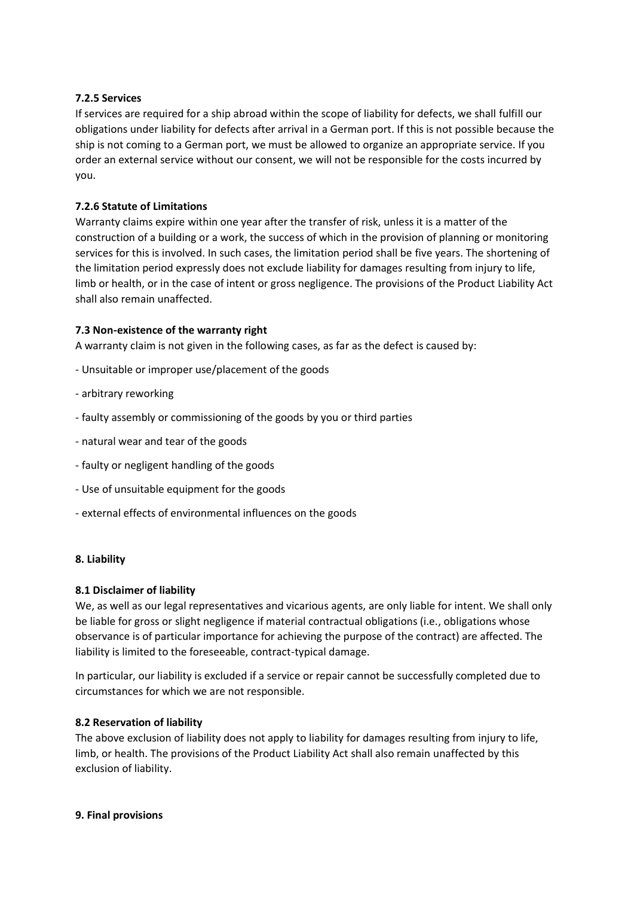#### 7.2.5 Services

If services are required for a ship abroad within the scope of liability for defects, we shall fulfill our obligations under liability for defects after arrival in a German port. If this is not possible because the ship is not coming to a German port, we must be allowed to organize an appropriate service. If you order an external service without our consent, we will not be responsible for the costs incurred by you.

#### 7.2.6 Statute of Limitations

Warranty claims expire within one year after the transfer of risk, unless it is a matter of the construction of a building or a work, the success of which in the provision of planning or monitoring services for this is involved. In such cases, the limitation period shall be five years. The shortening of the limitation period expressly does not exclude liability for damages resulting from injury to life, limb or health, or in the case of intent or gross negligence. The provisions of the Product Liability Act shall also remain unaffected.

### 7.3 Non-existence of the warranty right

A warranty claim is not given in the following cases, as far as the defect is caused by:

- Unsuitable or improper use/placement of the goods
- arbitrary reworking
- faulty assembly or commissioning of the goods by you or third parties
- natural wear and tear of the goods
- faulty or negligent handling of the goods
- Use of unsuitable equipment for the goods
- external effects of environmental influences on the goods

## 8. Liability

### 8.1 Disclaimer of liability

We, as well as our legal representatives and vicarious agents, are only liable for intent. We shall only be liable for gross or slight negligence if material contractual obligations (i.e., obligations whose observance is of particular importance for achieving the purpose of the contract) are affected. The liability is limited to the foreseeable, contract-typical damage.

In particular, our liability is excluded if a service or repair cannot be successfully completed due to circumstances for which we are not responsible.

### 8.2 Reservation of liability

The above exclusion of liability does not apply to liability for damages resulting from injury to life, limb, or health. The provisions of the Product Liability Act shall also remain unaffected by this exclusion of liability.

## 9. Final provisions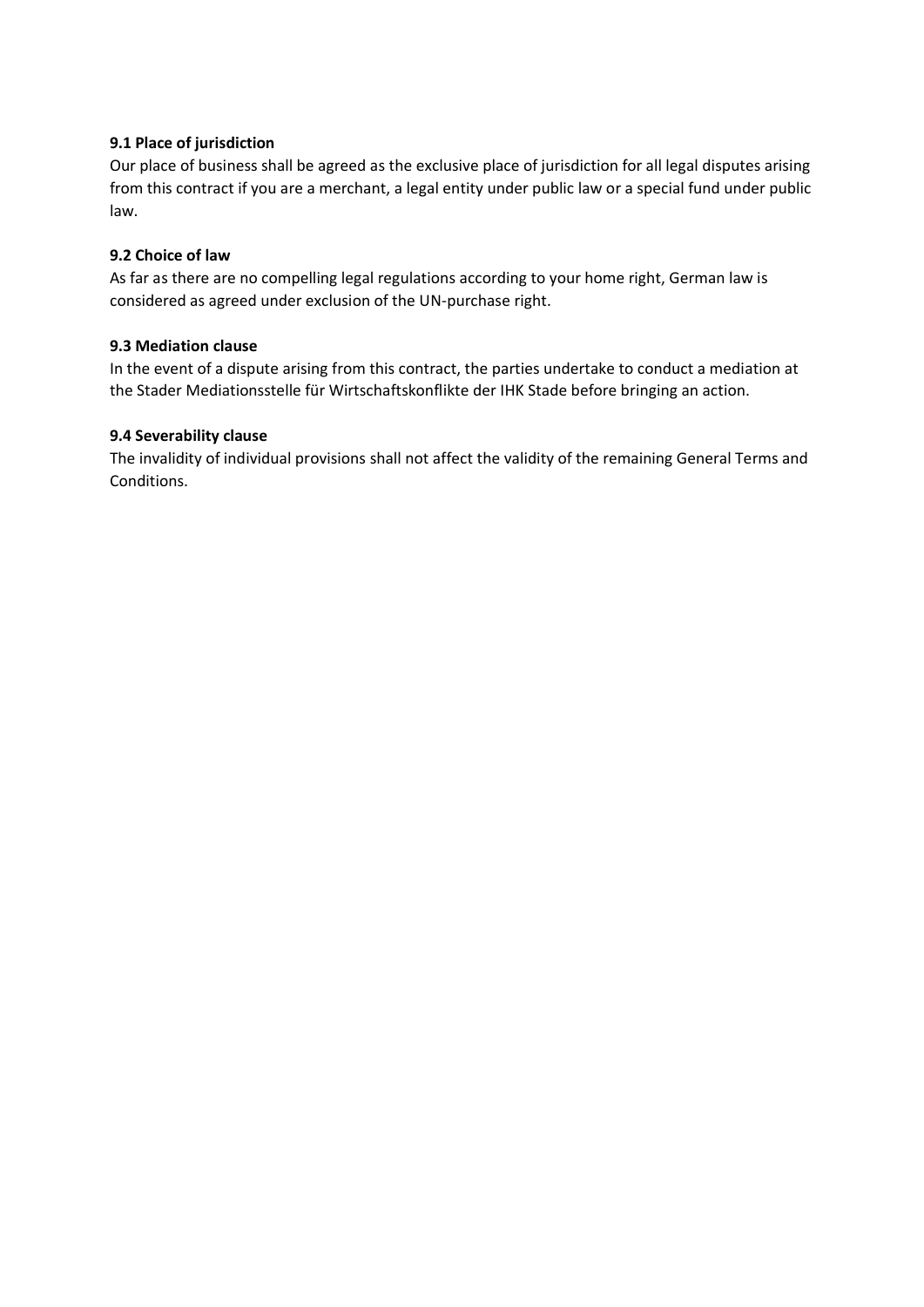**9.1 Place of jurisdiction**

Our place of business shall be agreed as the exclusive place of jurisdiction for all legal disputes arising from this contract if you are a merchant, a legal entity under public law or a special fund under public law.

**9.2 Choice of law**

As far as there are no compelling legal regulations according to your home right, German law is considered as agreed under exclusion of the UN-purchase right.

**9.3 Mediation clause**

In the event of a dispute arising from this contract, the parties undertake to conduct a mediation at the Stader Mediationsstelle für Wirtschaftskonflikte der IHK Stade before bringing an action.

**9.4 Severability clause**

The invalidity of individual provisions shall not affect the validity of the remaining General Terms and Conditions.